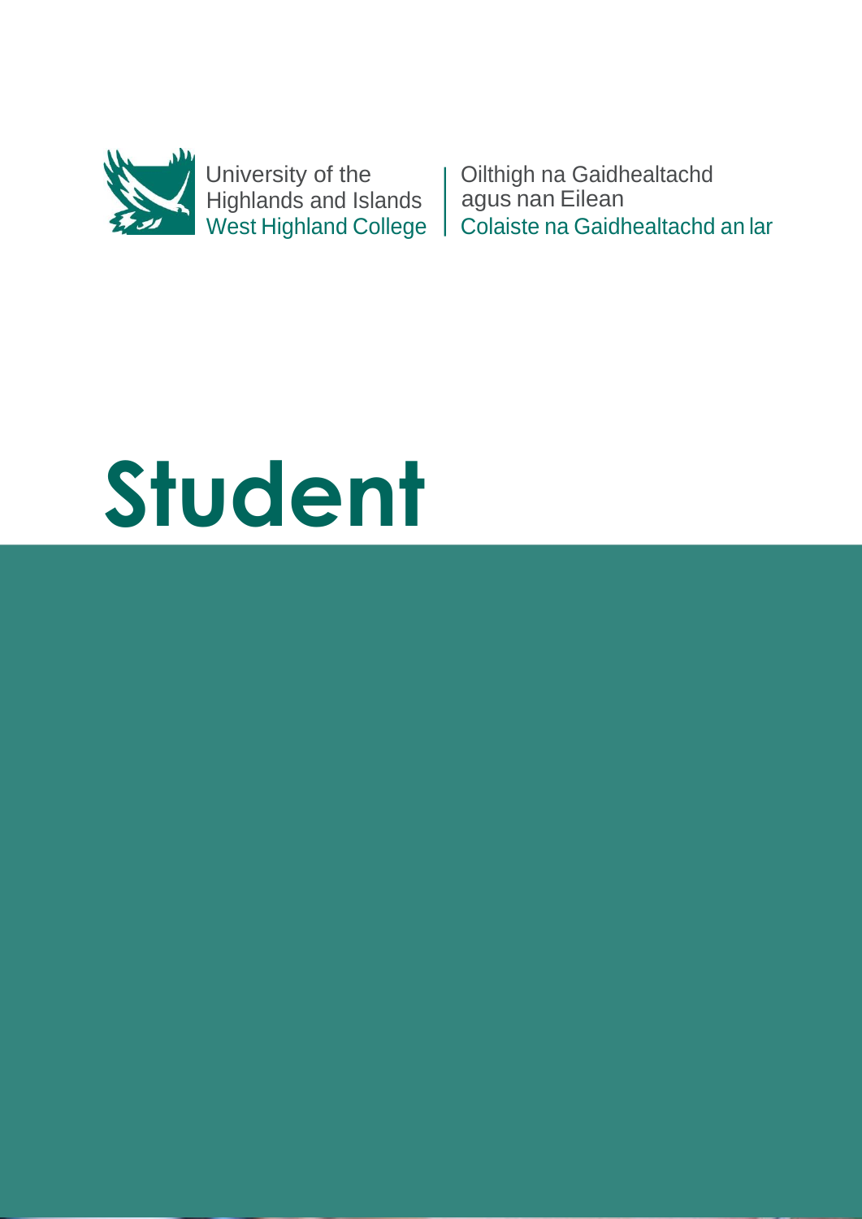University of the
Highlands and Islands
West Highland College

Oilthigh na Gaidhealtachd
agus nan Eilean
Colaiste na Gaidhealtachd an Iar

# Student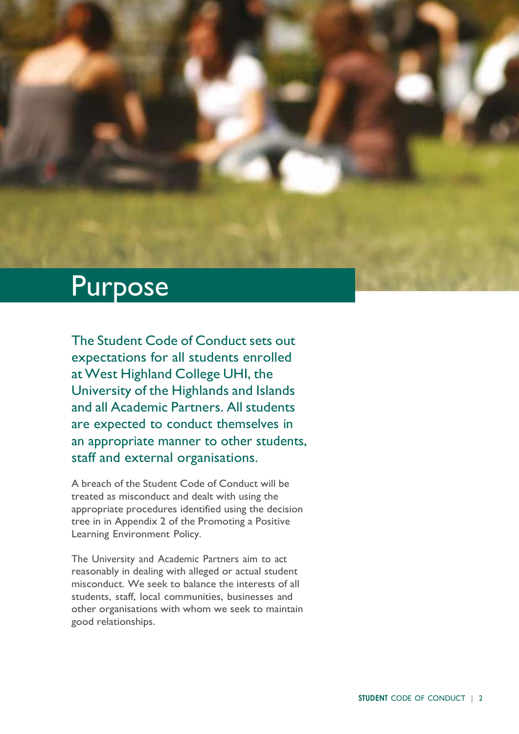# Purpose

The Student Code of Conduct sets out expectations for all students enrolled at West Highland College UHI, the University of the Highlands and Islands and all Academic Partners. All students are expected to conduct themselves in an appropriate manner to other students, staff and external organisations.

A breach of the Student Code of Conduct will be treated as misconduct and dealt with using the appropriate procedures identified using the decision tree in in Appendix 2 of the Promoting a Positive Learning Environment Policy.

The University and Academic Partners aim to act reasonably in dealing with alleged or actual student misconduct. We seek to balance the interests of all students, staff, local communities, businesses and other organisations with whom we seek to maintain good relationships.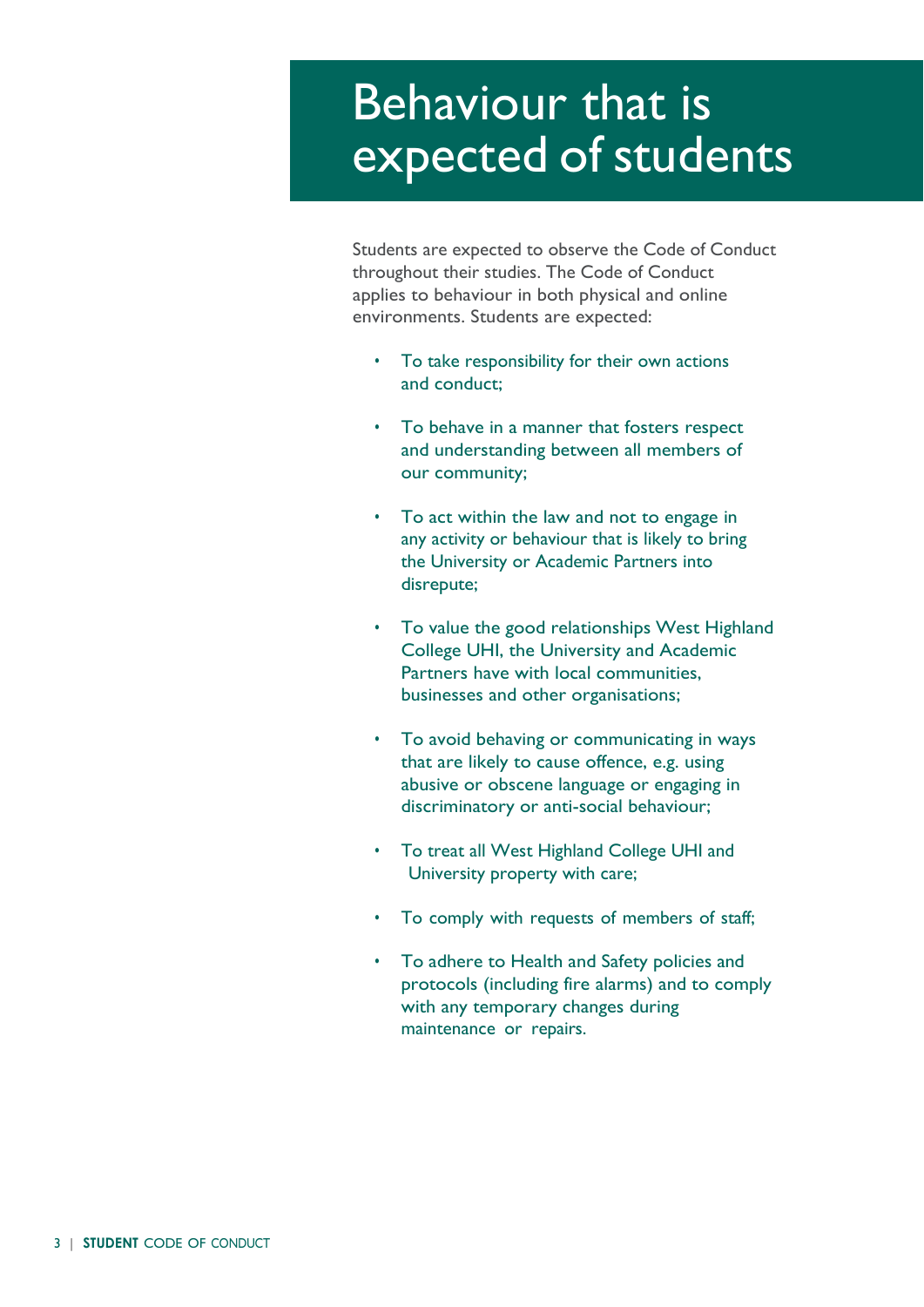# Behaviour that is expected of students

Students are expected to observe the Code of Conduct throughout their studies. The Code of Conduct applies to behaviour in both physical and online environments. Students are expected:

- To take responsibility for their own actions and conduct;
- To behave in a manner that fosters respect and understanding between all members of our community;
- To act within the law and not to engage in any activity or behaviour that is likely to bring the University or Academic Partners into disrepute;
- To value the good relationships West Highland College UHI, the University and Academic Partners have with local communities, businesses and other organisations;
- To avoid behaving or communicating in ways that are likely to cause offence, e.g. using abusive or obscene language or engaging in discriminatory or anti-social behaviour;
- To treat all West Highland College UHI and University property with care;
- To comply with requests of members of staff;
- To adhere to Health and Safety policies and protocols (including fire alarms) and to comply with any temporary changes during maintenance or repairs.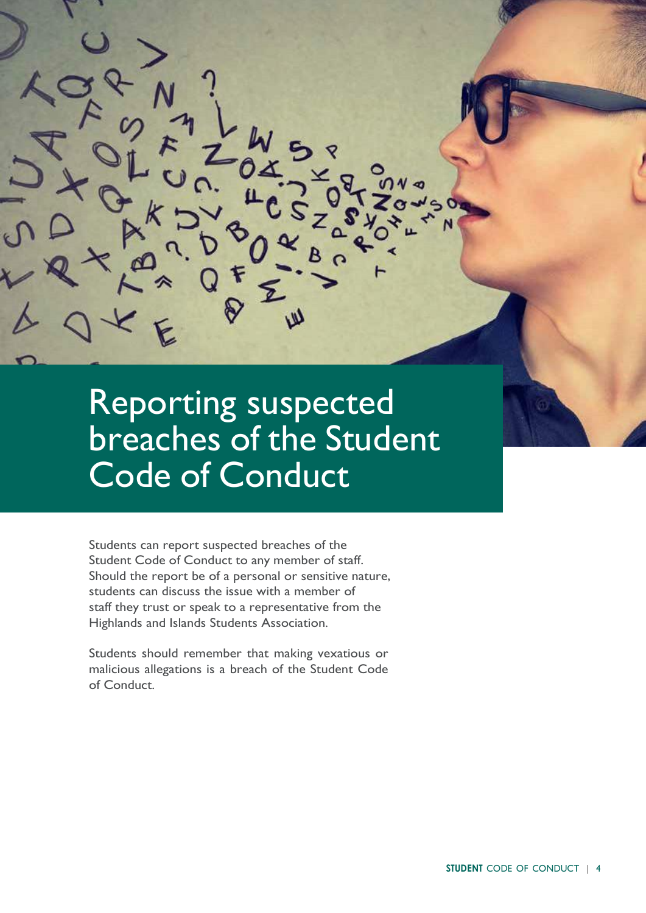# Reporting suspected breaches of the Student Code of Conduct

Students can report suspected breaches of the Student Code of Conduct to any member of staff. Should the report be of a personal or sensitive nature, students can discuss the issue with a member of staff they trust or speak to a representative from the Highlands and Islands Students Association.

Students should remember that making vexatious or malicious allegations is a breach of the Student Code of Conduct.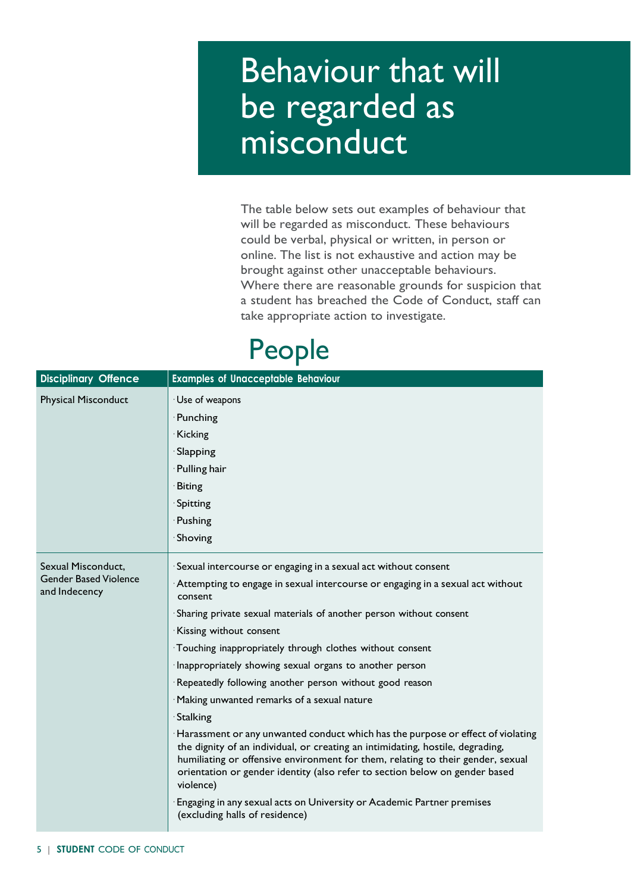# Behaviour that will be regarded as misconduct

The table below sets out examples of behaviour that will be regarded as misconduct. These behaviours could be verbal, physical or written, in person or online. The list is not exhaustive and action may be brought against other unacceptable behaviours. Where there are reasonable grounds for suspicion that a student has breached the Code of Conduct, staff can take appropriate action to investigate.

## People

| Disciplinary Offence | Examples of Unacceptable Behaviour |
|---|---|
| Physical Misconduct | · Use of weapons<br>· Punching<br>· Kicking<br>· Slapping<br>· Pulling hair<br>· Biting<br>· Spitting<br>· Pushing<br>· Shoving |
| Sexual Misconduct, Gender Based Violence and Indecency | · Sexual intercourse or engaging in a sexual act without consent<br>· Attempting to engage in sexual intercourse or engaging in a sexual act without consent<br>· Sharing private sexual materials of another person without consent<br>· Kissing without consent<br>· Touching inappropriately through clothes without consent<br>· Inappropriately showing sexual organs to another person<br>· Repeatedly following another person without good reason<br>· Making unwanted remarks of a sexual nature<br>· Stalking<br>· Harassment or any unwanted conduct which has the purpose or effect of violating the dignity of an individual, or creating an intimidating, hostile, degrading, humiliating or offensive environment for them, relating to their gender, sexual orientation or gender identity (also refer to section below on gender based violence)<br>· Engaging in any sexual acts on University or Academic Partner premises (excluding halls of residence) |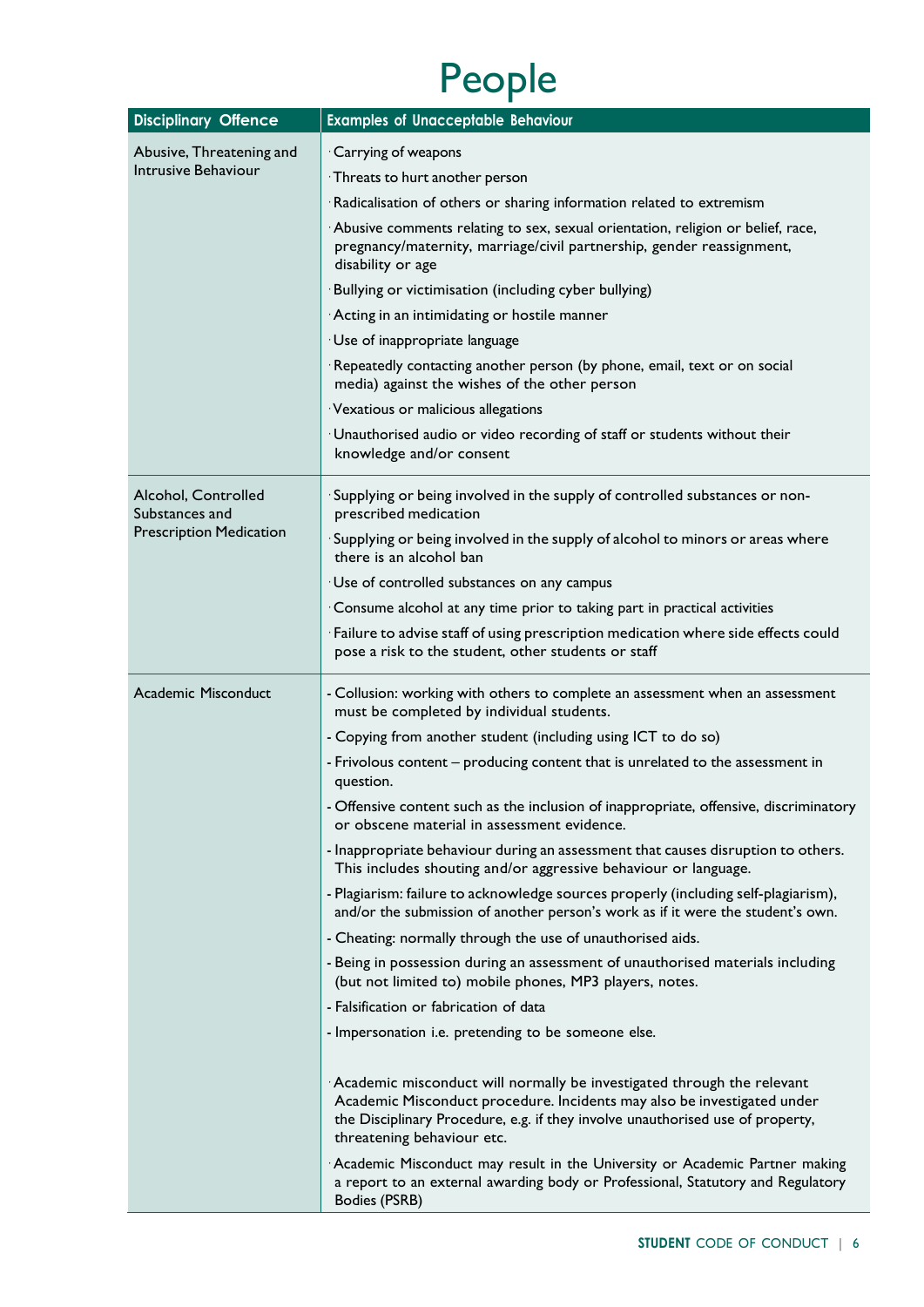# People

| Disciplinary Offence | Examples of Unacceptable Behaviour |
|---|---|
| Abusive, Threatening and Intrusive Behaviour | · Carrying of weapons<br>· Threats to hurt another person<br>· Radicalisation of others or sharing information related to extremism<br>· Abusive comments relating to sex, sexual orientation, religion or belief, race, pregnancy/maternity, marriage/civil partnership, gender reassignment, disability or age<br>· Bullying or victimisation (including cyber bullying)<br>· Acting in an intimidating or hostile manner<br>· Use of inappropriate language<br>· Repeatedly contacting another person (by phone, email, text or on social media) against the wishes of the other person<br>· Vexatious or malicious allegations<br>· Unauthorised audio or video recording of staff or students without their knowledge and/or consent |
| Alcohol, Controlled Substances and Prescription Medication | · Supplying or being involved in the supply of controlled substances or non-prescribed medication<br>· Supplying or being involved in the supply of alcohol to minors or areas where there is an alcohol ban<br>· Use of controlled substances on any campus<br>· Consume alcohol at any time prior to taking part in practical activities<br>· Failure to advise staff of using prescription medication where side effects could pose a risk to the student, other students or staff |
| Academic Misconduct | - Collusion: working with others to complete an assessment when an assessment must be completed by individual students.<br>- Copying from another student (including using ICT to do so)<br>- Frivolous content – producing content that is unrelated to the assessment in question.<br>- Offensive content such as the inclusion of inappropriate, offensive, discriminatory or obscene material in assessment evidence.<br>- Inappropriate behaviour during an assessment that causes disruption to others. This includes shouting and/or aggressive behaviour or language.<br>- Plagiarism: failure to acknowledge sources properly (including self-plagiarism), and/or the submission of another person's work as if it were the student's own.<br>- Cheating: normally through the use of unauthorised aids.<br>- Being in possession during an assessment of unauthorised materials including (but not limited to) mobile phones, MP3 players, notes.<br>- Falsification or fabrication of data<br>- Impersonation i.e. pretending to be someone else.<br><br>· Academic misconduct will normally be investigated through the relevant Academic Misconduct procedure. Incidents may also be investigated under the Disciplinary Procedure, e.g. if they involve unauthorised use of property, threatening behaviour etc.<br>· Academic Misconduct may result in the University or Academic Partner making a report to an external awarding body or Professional, Statutory and Regulatory Bodies (PSRB) |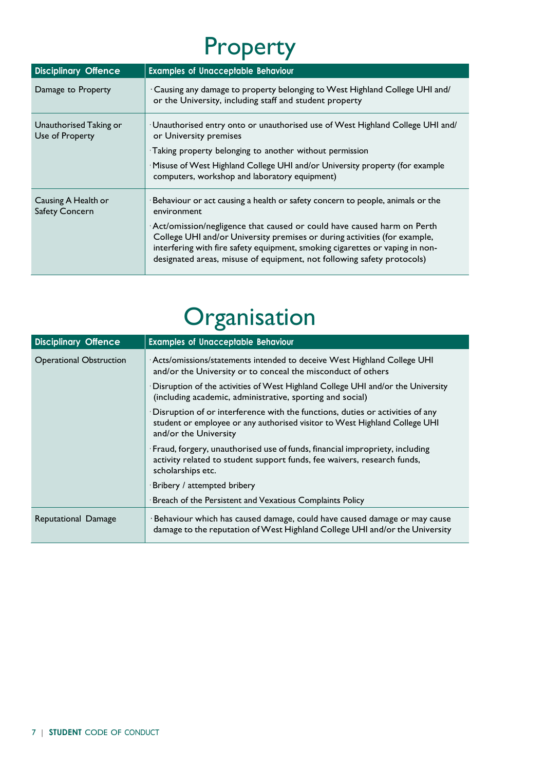# Property

| Disciplinary Offence | Examples of Unacceptable Behaviour |
|---|---|
| Damage to Property | · Causing any damage to property belonging to West Highland College UHI and/ or the University, including staff and student property |
| Unauthorised Taking or Use of Property | · Unauthorised entry onto or unauthorised use of West Highland College UHI and/ or University premises<br>· Taking property belonging to another without permission<br>· Misuse of West Highland College UHI and/or University property (for example computers, workshop and laboratory equipment) |
| Causing A Health or Safety Concern | · Behaviour or act causing a health or safety concern to people, animals or the environment<br>· Act/omission/negligence that caused or could have caused harm on Perth College UHI and/or University premises or during activities (for example, interfering with fire safety equipment, smoking cigarettes or vaping in non-designated areas, misuse of equipment, not following safety protocols) |

# Organisation

| Disciplinary Offence | Examples of Unacceptable Behaviour |
|---|---|
| Operational Obstruction | · Acts/omissions/statements intended to deceive West Highland College UHI and/or the University or to conceal the misconduct of others<br>· Disruption of the activities of West Highland College UHI and/or the University (including academic, administrative, sporting and social)<br>· Disruption of or interference with the functions, duties or activities of any student or employee or any authorised visitor to West Highland College UHI and/or the University<br>· Fraud, forgery, unauthorised use of funds, financial impropriety, including activity related to student support funds, fee waivers, research funds, scholarships etc.<br>· Bribery / attempted bribery<br>· Breach of the Persistent and Vexatious Complaints Policy |
| Reputational Damage | · Behaviour which has caused damage, could have caused damage or may cause damage to the reputation of West Highland College UHI and/or the University |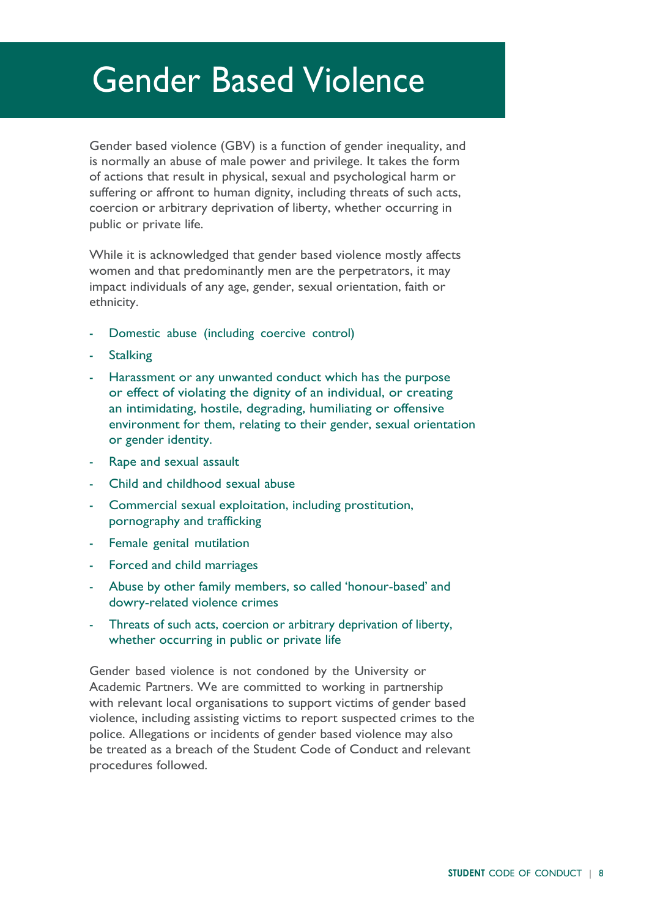# Gender Based Violence

Gender based violence (GBV) is a function of gender inequality, and is normally an abuse of male power and privilege. It takes the form of actions that result in physical, sexual and psychological harm or suffering or affront to human dignity, including threats of such acts, coercion or arbitrary deprivation of liberty, whether occurring in public or private life.

While it is acknowledged that gender based violence mostly affects women and that predominantly men are the perpetrators, it may impact individuals of any age, gender, sexual orientation, faith or ethnicity.

- Domestic abuse (including coercive control)
- Stalking
- Harassment or any unwanted conduct which has the purpose or effect of violating the dignity of an individual, or creating an intimidating, hostile, degrading, humiliating or offensive environment for them, relating to their gender, sexual orientation or gender identity.
- Rape and sexual assault
- Child and childhood sexual abuse
- Commercial sexual exploitation, including prostitution, pornography and trafficking
- Female genital mutilation
- Forced and child marriages
- Abuse by other family members, so called 'honour-based' and dowry-related violence crimes
- Threats of such acts, coercion or arbitrary deprivation of liberty, whether occurring in public or private life

Gender based violence is not condoned by the University or Academic Partners. We are committed to working in partnership with relevant local organisations to support victims of gender based violence, including assisting victims to report suspected crimes to the police. Allegations or incidents of gender based violence may also be treated as a breach of the Student Code of Conduct and relevant procedures followed.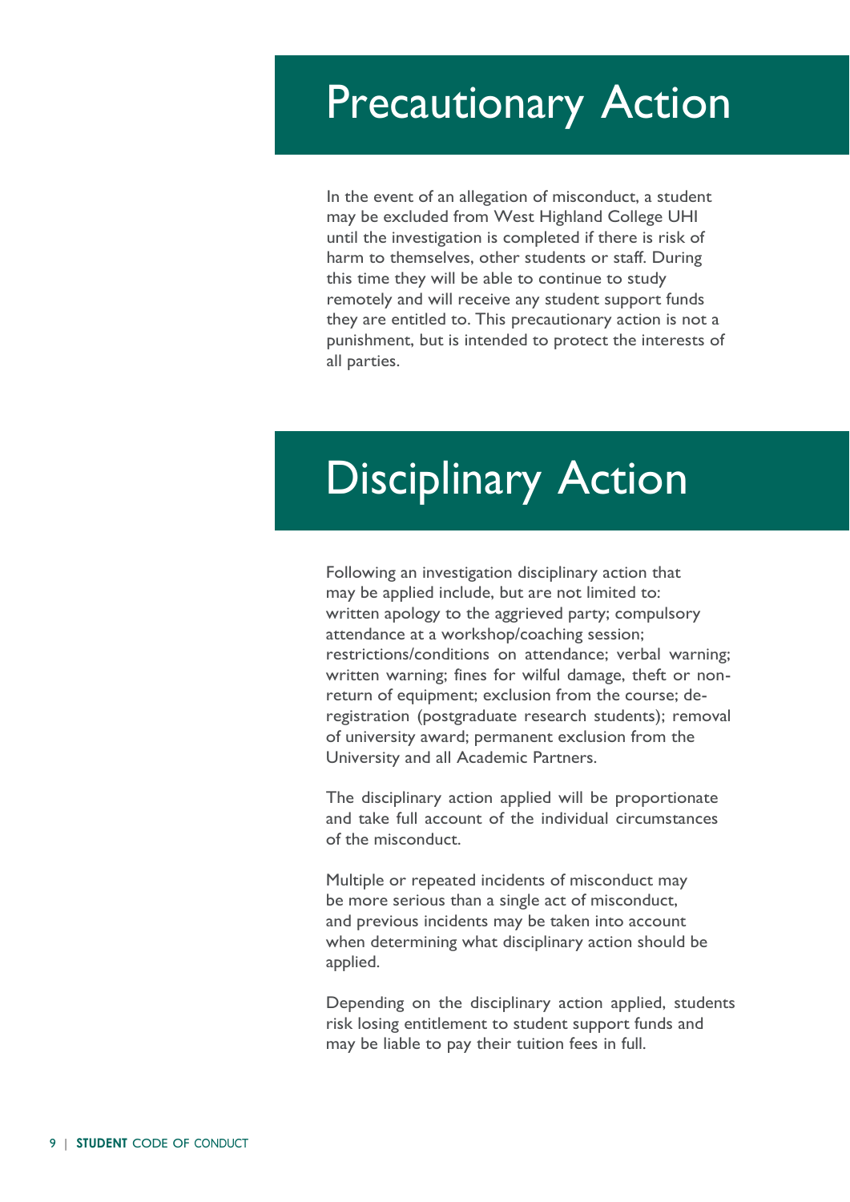# Precautionary Action

In the event of an allegation of misconduct, a student may be excluded from West Highland College UHI until the investigation is completed if there is risk of harm to themselves, other students or staff. During this time they will be able to continue to study remotely and will receive any student support funds they are entitled to. This precautionary action is not a punishment, but is intended to protect the interests of all parties.

# Disciplinary Action

Following an investigation disciplinary action that may be applied include, but are not limited to: written apology to the aggrieved party; compulsory attendance at a workshop/coaching session; restrictions/conditions on attendance; verbal warning; written warning; fines for wilful damage, theft or non-return of equipment; exclusion from the course; de-registration (postgraduate research students); removal of university award; permanent exclusion from the University and all Academic Partners.

The disciplinary action applied will be proportionate and take full account of the individual circumstances of the misconduct.

Multiple or repeated incidents of misconduct may be more serious than a single act of misconduct, and previous incidents may be taken into account when determining what disciplinary action should be applied.

Depending on the disciplinary action applied, students risk losing entitlement to student support funds and may be liable to pay their tuition fees in full.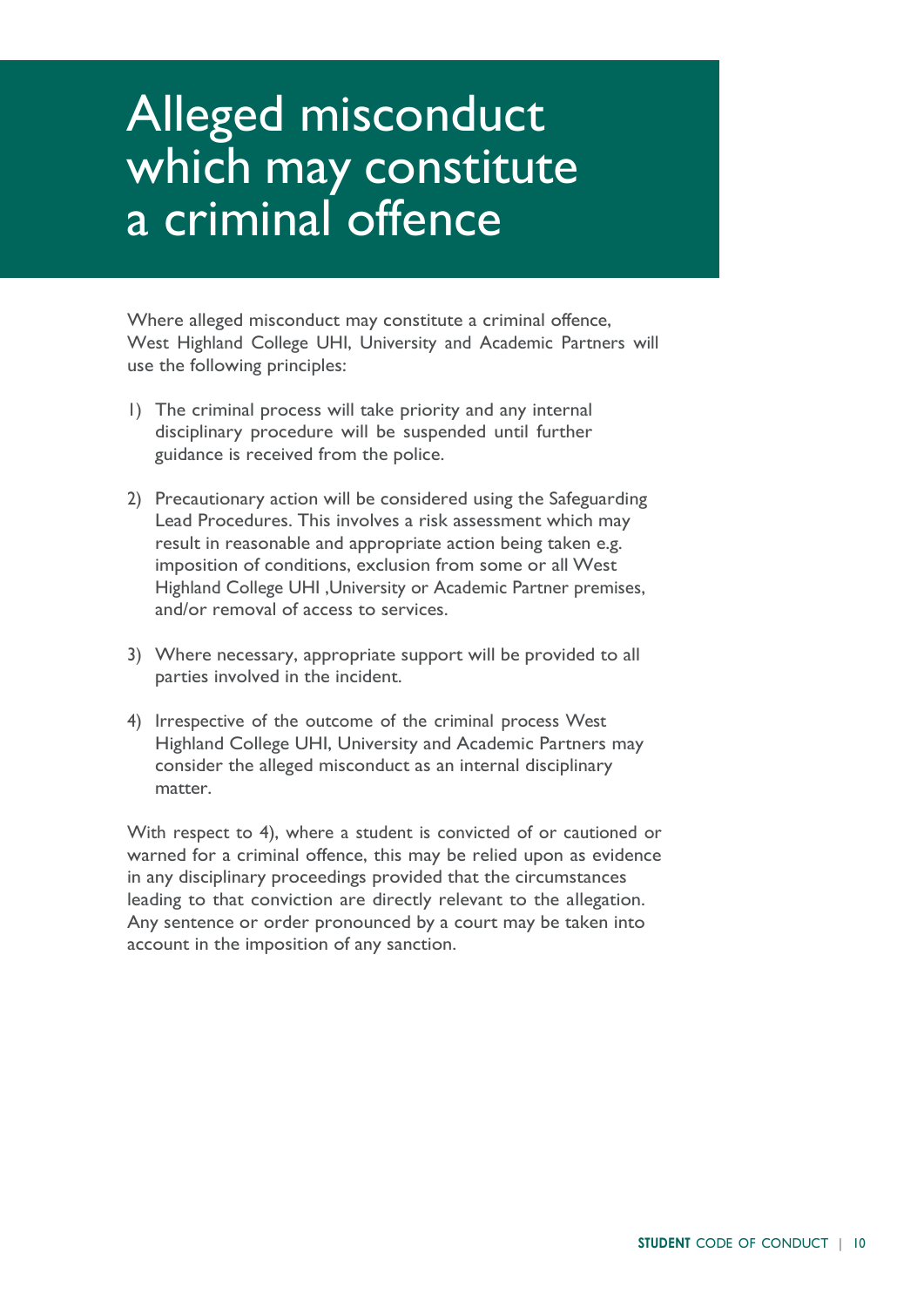# Alleged misconduct which may constitute a criminal offence

Where alleged misconduct may constitute a criminal offence, West Highland College UHI, University and Academic Partners will use the following principles:

1) The criminal process will take priority and any internal disciplinary procedure will be suspended until further guidance is received from the police.

2) Precautionary action will be considered using the Safeguarding Lead Procedures. This involves a risk assessment which may result in reasonable and appropriate action being taken e.g. imposition of conditions, exclusion from some or all West Highland College UHI ,University or Academic Partner premises, and/or removal of access to services.

3) Where necessary, appropriate support will be provided to all parties involved in the incident.

4) Irrespective of the outcome of the criminal process West Highland College UHI, University and Academic Partners may consider the alleged misconduct as an internal disciplinary matter.

With respect to 4), where a student is convicted of or cautioned or warned for a criminal offence, this may be relied upon as evidence in any disciplinary proceedings provided that the circumstances leading to that conviction are directly relevant to the allegation. Any sentence or order pronounced by a court may be taken into account in the imposition of any sanction.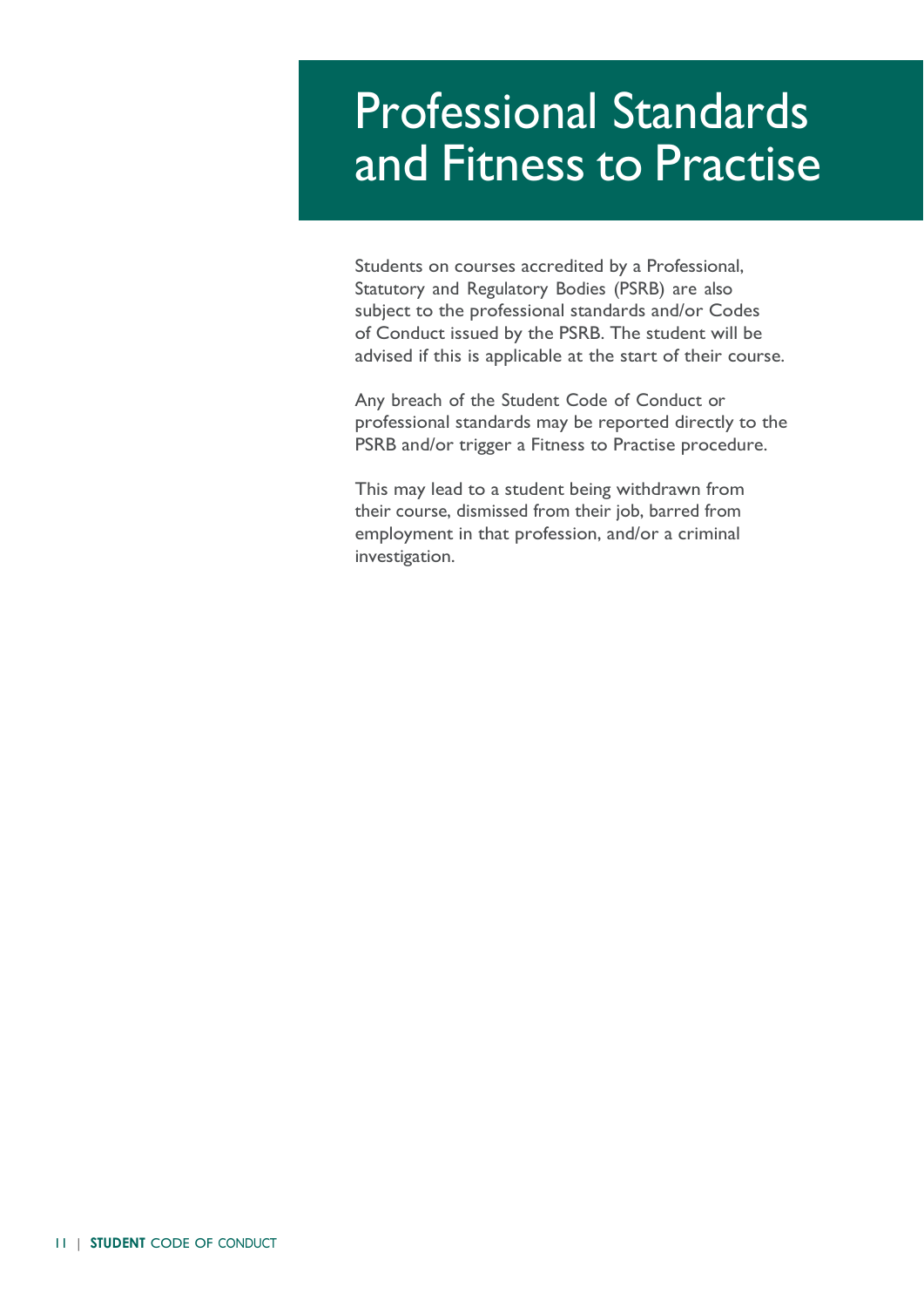# Professional Standards and Fitness to Practise

Students on courses accredited by a Professional, Statutory and Regulatory Bodies (PSRB) are also subject to the professional standards and/or Codes of Conduct issued by the PSRB. The student will be advised if this is applicable at the start of their course.

Any breach of the Student Code of Conduct or professional standards may be reported directly to the PSRB and/or trigger a Fitness to Practise procedure.

This may lead to a student being withdrawn from their course, dismissed from their job, barred from employment in that profession, and/or a criminal investigation.